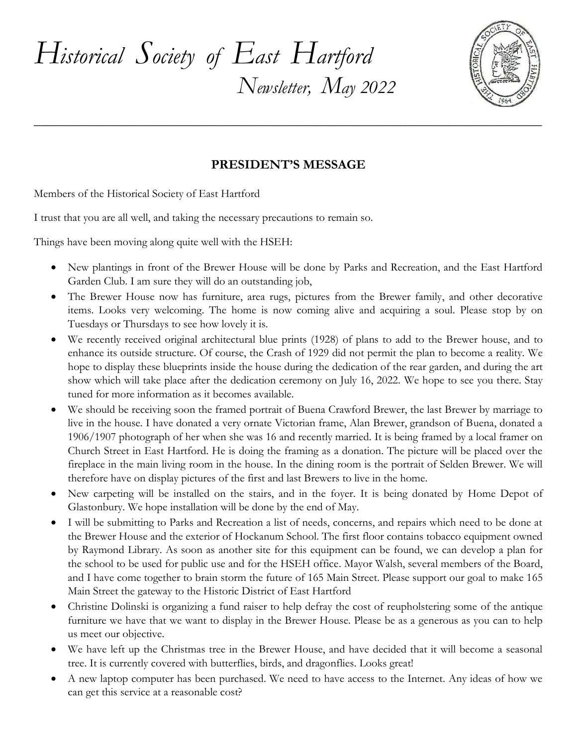# *Historical Society of East Hartford*

*Newsletter, May 2022*

## PRESIDENT'S MESSAGE

Members of the Historical Society of East Hartford

I trust that you are all well, and taking the necessary precautions to remain so.

Things have been moving along quite well with the HSEH:

- New plantings in front of the Brewer House will be done by Parks and Recreation, and the East Hartford Garden Club. I am sure they will do an outstanding job,
- The Brewer House now has furniture, area rugs, pictures from the Brewer family, and other decorative items. Looks very welcoming. The home is now coming alive and acquiring a soul. Please stop by on Tuesdays or Thursdays to see how lovely it is.
- We recently received original architectural blue prints (1928) of plans to add to the Brewer house, and to enhance its outside structure. Of course, the Crash of 1929 did not permit the plan to become a reality. We hope to display these blueprints inside the house during the dedication of the rear garden, and during the art show which will take place after the dedication ceremony on July 16, 2022. We hope to see you there. Stay tuned for more information as it becomes available.
- We should be receiving soon the framed portrait of Buena Crawford Brewer, the last Brewer by marriage to live in the house. I have donated a very ornate Victorian frame, Alan Brewer, grandson of Buena, donated a 1906/1907 photograph of her when she was 16 and recently married. It is being framed by a local framer on Church Street in East Hartford. He is doing the framing as a donation. The picture will be placed over the fireplace in the main living room in the house. In the dining room is the portrait of Selden Brewer. We will therefore have on display pictures of the first and last Brewers to live in the home.
- New carpeting will be installed on the stairs, and in the foyer. It is being donated by Home Depot of Glastonbury. We hope installation will be done by the end of May.
- I will be submitting to Parks and Recreation a list of needs, concerns, and repairs which need to be done at the Brewer House and the exterior of Hockanum School. The first floor contains tobacco equipment owned by Raymond Library. As soon as another site for this equipment can be found, we can develop a plan for the school to be used for public use and for the HSEH office. Mayor Walsh, several members of the Board, and I have come together to brain storm the future of 165 Main Street. Please support our goal to make 165 Main Street the gateway to the Historic District of East Hartford
- Christine Dolinski is organizing a fund raiser to help defray the cost of reupholstering some of the antique furniture we have that we want to display in the Brewer House. Please be as a generous as you can to help us meet our objective.
- We have left up the Christmas tree in the Brewer House, and have decided that it will become a seasonal tree. It is currently covered with butterflies, birds, and dragonflies. Looks great!
- A new laptop computer has been purchased. We need to have access to the Internet. Any ideas of how we can get this service at a reasonable cost?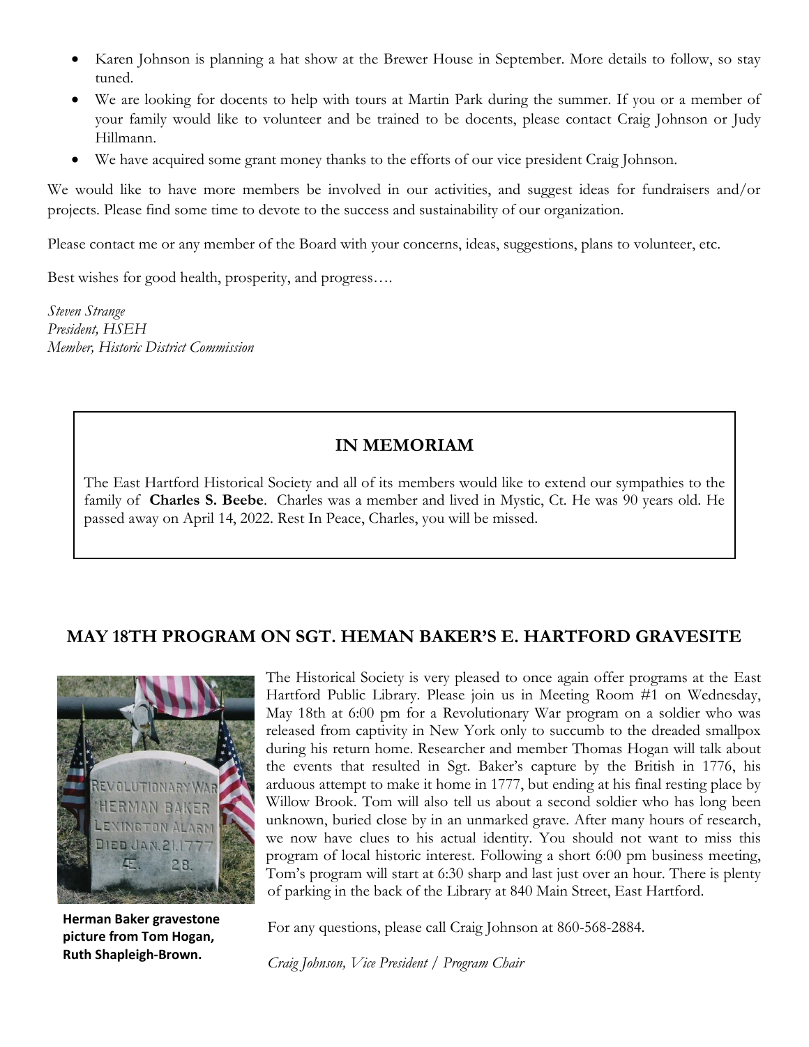- Karen Johnson is planning a hat show at the Brewer House in September. More details to follow, so stay tuned.
- We are looking for docents to help with tours at Martin Park during the summer. If you or a member of your family would like to volunteer and be trained to be docents, please contact Craig Johnson or Judy Hillmann.
- We have acquired some grant money thanks to the efforts of our vice president Craig Johnson.

We would like to have more members be involved in our activities, and suggest ideas for fundraisers and/or projects. Please find some time to devote to the success and sustainability of our organization.

Please contact me or any member of the Board with your concerns, ideas, suggestions, plans to volunteer, etc.

Best wishes for good health, prosperity, and progress….

*Steven Strange*
*President, HSEH*
*Member, Historic District Commission*

## IN MEMORIAM

The East Hartford Historical Society and all of its members would like to extend our sympathies to the family of **Charles S. Beebe**. Charles was a member and lived in Mystic, Ct. He was 90 years old. He passed away on April 14, 2022. Rest In Peace, Charles, you will be missed.

## MAY 18TH PROGRAM ON SGT. HEMAN BAKER'S E. HARTFORD GRAVESITE

**Herman Baker gravestone picture from Tom Hogan, Ruth Shapleigh-Brown.**

The Historical Society is very pleased to once again offer programs at the East Hartford Public Library. Please join us in Meeting Room #1 on Wednesday, May 18th at 6:00 pm for a Revolutionary War program on a soldier who was released from captivity in New York only to succumb to the dreaded smallpox during his return home. Researcher and member Thomas Hogan will talk about the events that resulted in Sgt. Baker's capture by the British in 1776, his arduous attempt to make it home in 1777, but ending at his final resting place by Willow Brook. Tom will also tell us about a second soldier who has long been unknown, buried close by in an unmarked grave. After many hours of research, we now have clues to his actual identity. You should not want to miss this program of local historic interest. Following a short 6:00 pm business meeting, Tom's program will start at 6:30 sharp and last just over an hour. There is plenty of parking in the back of the Library at 840 Main Street, East Hartford.

For any questions, please call Craig Johnson at 860-568-2884.

*Craig Johnson, Vice President / Program Chair*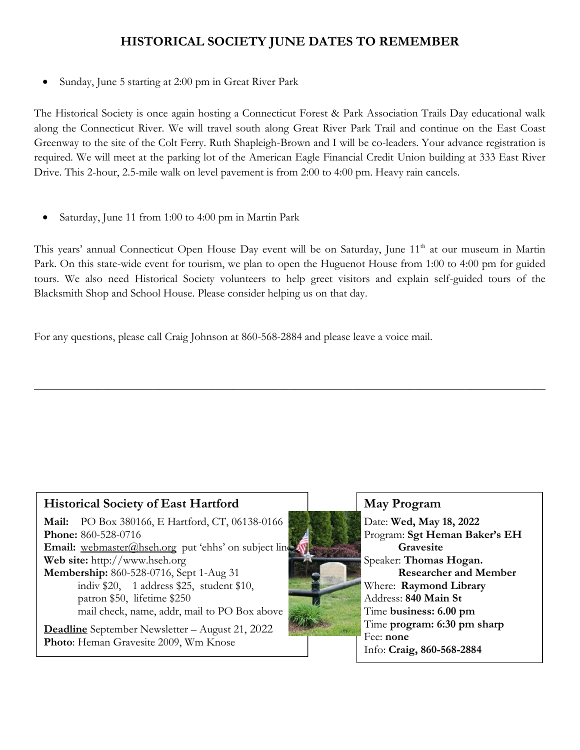# HISTORICAL SOCIETY JUNE DATES TO REMEMBER

- Sunday, June 5 starting at 2:00 pm in Great River Park

The Historical Society is once again hosting a Connecticut Forest & Park Association Trails Day educational walk along the Connecticut River. We will travel south along Great River Park Trail and continue on the East Coast Greenway to the site of the Colt Ferry. Ruth Shapleigh-Brown and I will be co-leaders. Your advance registration is required. We will meet at the parking lot of the American Eagle Financial Credit Union building at 333 East River Drive. This 2-hour, 2.5-mile walk on level pavement is from 2:00 to 4:00 pm. Heavy rain cancels.

- Saturday, June 11 from 1:00 to 4:00 pm in Martin Park

This years' annual Connecticut Open House Day event will be on Saturday, June 11th at our museum in Martin Park. On this state-wide event for tourism, we plan to open the Huguenot House from 1:00 to 4:00 pm for guided tours. We also need Historical Society volunteers to help greet visitors and explain self-guided tours of the Blacksmith Shop and School House. Please consider helping us on that day.

For any questions, please call Craig Johnson at 860-568-2884 and please leave a voice mail.

---

## Historical Society of East Hartford

**Mail:** PO Box 380166, E Hartford, CT, 06138-0166
**Phone:** 860-528-0716
**Email:** webmaster@hseh.org put 'ehhs' on subject line
**Web site:** http://www.hseh.org
**Membership:** 860-528-0716, Sept 1-Aug 31
indiv $20, 1 address $25, student $10,
patron $50, lifetime $250
mail check, name, addr, mail to PO Box above

**Deadline** September Newsletter – August 21, 2022
**Photo**: Heman Gravesite 2009, Wm Knose

## May Program

Date: **Wed, May 18, 2022**
Program: **Sgt Heman Baker's EH Gravesite**
Speaker: **Thomas Hogan. Researcher and Member**
Where: **Raymond Library**
Address: **840 Main St**
Time **business: 6.00 pm**
Time **program: 6:30 pm sharp**
Fee: **none**
Info: **Craig, 860-568-2884**